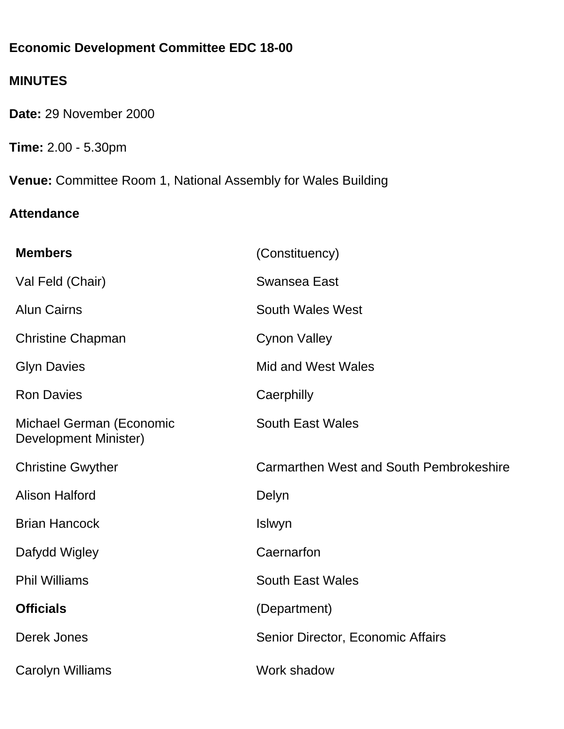**Economic Development Committee EDC 18-00**

**MINUTES**

**Date:** 29 November 2000

**Time:** 2.00 - 5.30pm

**Venue:** Committee Room 1, National Assembly for Wales Building

**Attendance**

| **Members** | (Constituency) |
|---|---|
| Val Feld (Chair) | Swansea East |
| Alun Cairns | South Wales West |
| Christine Chapman | Cynon Valley |
| Glyn Davies | Mid and West Wales |
| Ron Davies | Caerphilly |
| Michael German (Economic Development Minister) | South East Wales |
| Christine Gwyther | Carmarthen West and South Pembrokeshire |
| Alison Halford | Delyn |
| Brian Hancock | Islwyn |
| Dafydd Wigley | Caernarfon |
| Phil Williams | South East Wales |
| **Officials** | (Department) |
| Derek Jones | Senior Director, Economic Affairs |
| Carolyn Williams | Work shadow |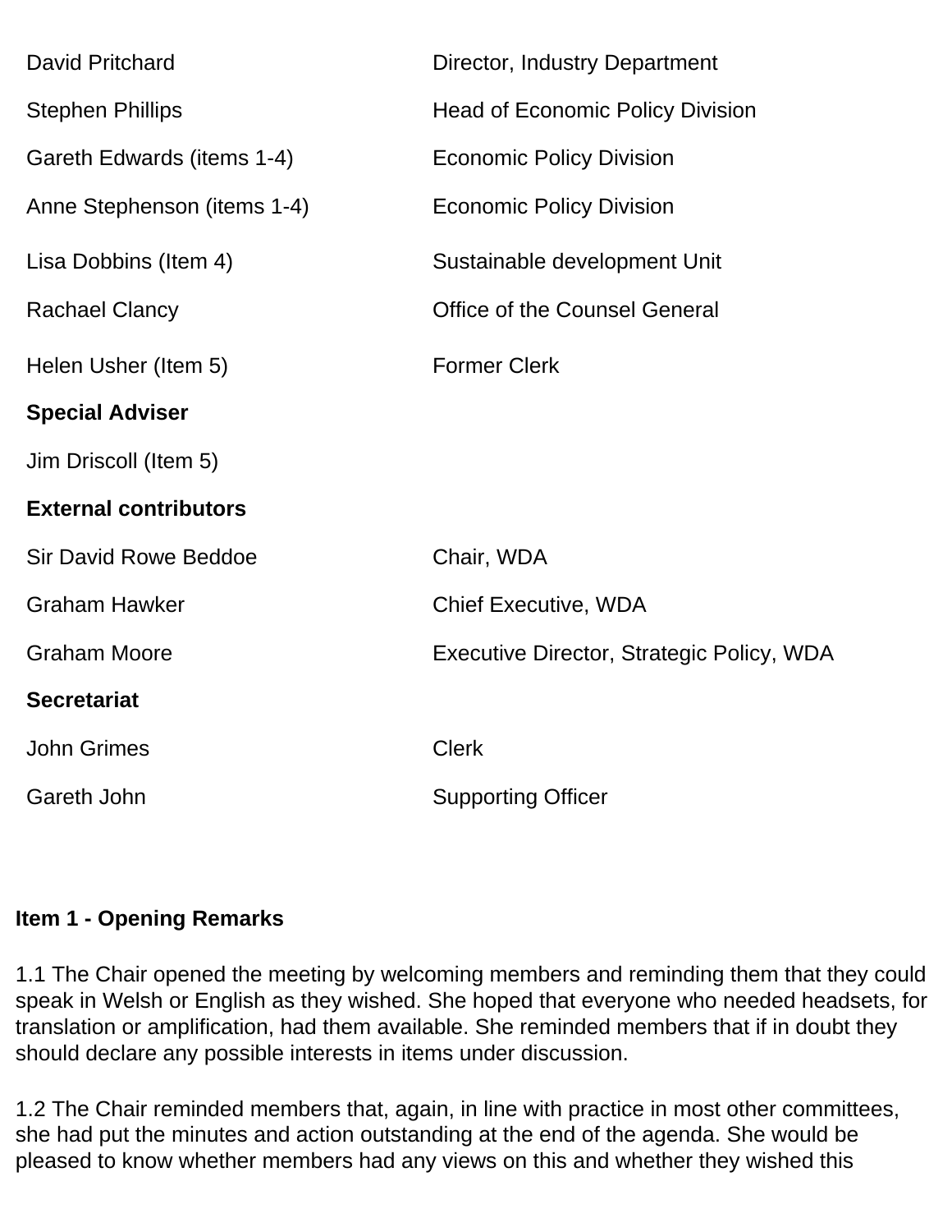| | |
|---|---|
| David Pritchard | Director, Industry Department |
| Stephen Phillips | Head of Economic Policy Division |
| Gareth Edwards (items 1-4) | Economic Policy Division |
| Anne Stephenson (items 1-4) | Economic Policy Division |
| Lisa Dobbins (Item 4) | Sustainable development Unit |
| Rachael Clancy | Office of the Counsel General |
| Helen Usher (Item 5) | Former Clerk |
| **Special Adviser** | |
| Jim Driscoll (Item 5) | |
| **External contributors** | |
| Sir David Rowe Beddoe | Chair, WDA |
| Graham Hawker | Chief Executive, WDA |
| Graham Moore | Executive Director, Strategic Policy, WDA |
| **Secretariat** | |
| John Grimes | Clerk |
| Gareth John | Supporting Officer |

**Item 1 - Opening Remarks**

1.1 The Chair opened the meeting by welcoming members and reminding them that they could speak in Welsh or English as they wished. She hoped that everyone who needed headsets, for translation or amplification, had them available. She reminded members that if in doubt they should declare any possible interests in items under discussion.

1.2 The Chair reminded members that, again, in line with practice in most other committees, she had put the minutes and action outstanding at the end of the agenda. She would be pleased to know whether members had any views on this and whether they wished this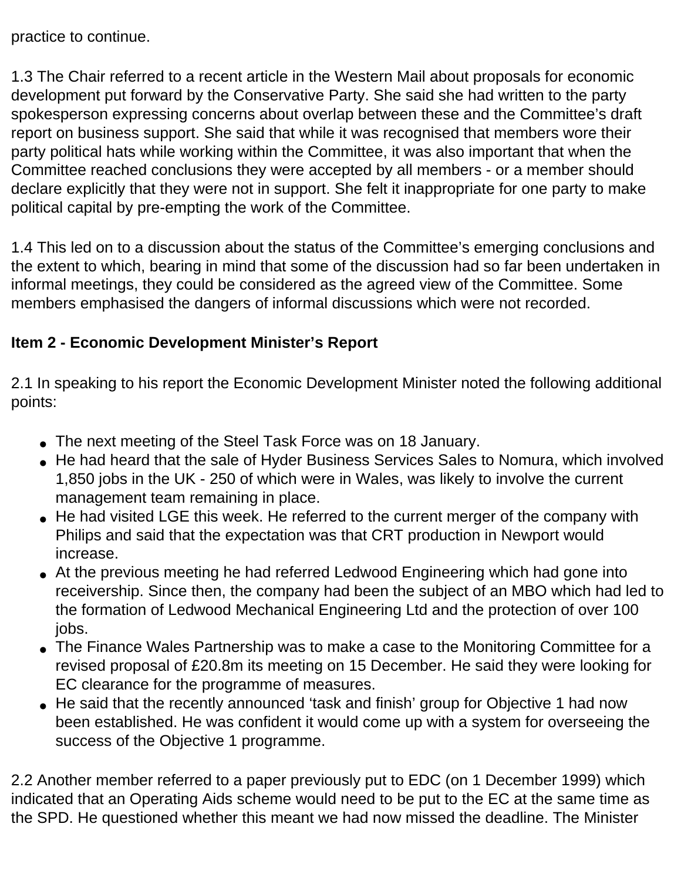practice to continue.

1.3 The Chair referred to a recent article in the Western Mail about proposals for economic development put forward by the Conservative Party. She said she had written to the party spokesperson expressing concerns about overlap between these and the Committee's draft report on business support. She said that while it was recognised that members wore their party political hats while working within the Committee, it was also important that when the Committee reached conclusions they were accepted by all members - or a member should declare explicitly that they were not in support. She felt it inappropriate for one party to make political capital by pre-empting the work of the Committee.

1.4 This led on to a discussion about the status of the Committee's emerging conclusions and the extent to which, bearing in mind that some of the discussion had so far been undertaken in informal meetings, they could be considered as the agreed view of the Committee. Some members emphasised the dangers of informal discussions which were not recorded.

**Item 2 - Economic Development Minister's Report**

2.1 In speaking to his report the Economic Development Minister noted the following additional points:

- The next meeting of the Steel Task Force was on 18 January.
- He had heard that the sale of Hyder Business Services Sales to Nomura, which involved 1,850 jobs in the UK - 250 of which were in Wales, was likely to involve the current management team remaining in place.
- He had visited LGE this week. He referred to the current merger of the company with Philips and said that the expectation was that CRT production in Newport would increase.
- At the previous meeting he had referred Ledwood Engineering which had gone into receivership. Since then, the company had been the subject of an MBO which had led to the formation of Ledwood Mechanical Engineering Ltd and the protection of over 100 jobs.
- The Finance Wales Partnership was to make a case to the Monitoring Committee for a revised proposal of £20.8m its meeting on 15 December. He said they were looking for EC clearance for the programme of measures.
- He said that the recently announced 'task and finish' group for Objective 1 had now been established. He was confident it would come up with a system for overseeing the success of the Objective 1 programme.

2.2 Another member referred to a paper previously put to EDC (on 1 December 1999) which indicated that an Operating Aids scheme would need to be put to the EC at the same time as the SPD. He questioned whether this meant we had now missed the deadline. The Minister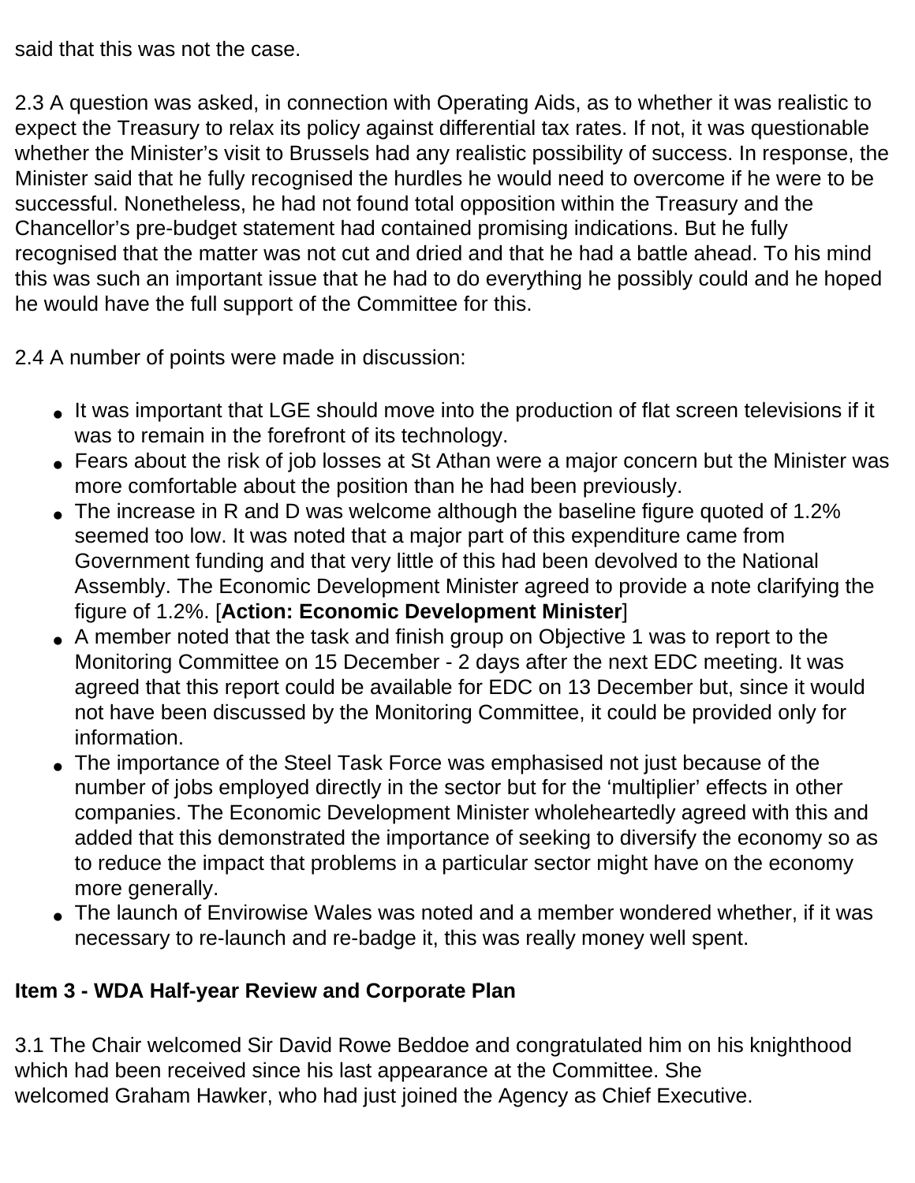said that this was not the case.

2.3 A question was asked, in connection with Operating Aids, as to whether it was realistic to expect the Treasury to relax its policy against differential tax rates. If not, it was questionable whether the Minister's visit to Brussels had any realistic possibility of success. In response, the Minister said that he fully recognised the hurdles he would need to overcome if he were to be successful. Nonetheless, he had not found total opposition within the Treasury and the Chancellor's pre-budget statement had contained promising indications. But he fully recognised that the matter was not cut and dried and that he had a battle ahead. To his mind this was such an important issue that he had to do everything he possibly could and he hoped he would have the full support of the Committee for this.

2.4 A number of points were made in discussion:

- It was important that LGE should move into the production of flat screen televisions if it was to remain in the forefront of its technology.
- Fears about the risk of job losses at St Athan were a major concern but the Minister was more comfortable about the position than he had been previously.
- The increase in R and D was welcome although the baseline figure quoted of 1.2% seemed too low. It was noted that a major part of this expenditure came from Government funding and that very little of this had been devolved to the National Assembly. The Economic Development Minister agreed to provide a note clarifying the figure of 1.2%. [**Action: Economic Development Minister**]
- A member noted that the task and finish group on Objective 1 was to report to the Monitoring Committee on 15 December - 2 days after the next EDC meeting. It was agreed that this report could be available for EDC on 13 December but, since it would not have been discussed by the Monitoring Committee, it could be provided only for information.
- The importance of the Steel Task Force was emphasised not just because of the number of jobs employed directly in the sector but for the 'multiplier' effects in other companies. The Economic Development Minister wholeheartedly agreed with this and added that this demonstrated the importance of seeking to diversify the economy so as to reduce the impact that problems in a particular sector might have on the economy more generally.
- The launch of Envirowise Wales was noted and a member wondered whether, if it was necessary to re-launch and re-badge it, this was really money well spent.

**Item 3 - WDA Half-year Review and Corporate Plan**

3.1 The Chair welcomed Sir David Rowe Beddoe and congratulated him on his knighthood which had been received since his last appearance at the Committee. She welcomed Graham Hawker, who had just joined the Agency as Chief Executive.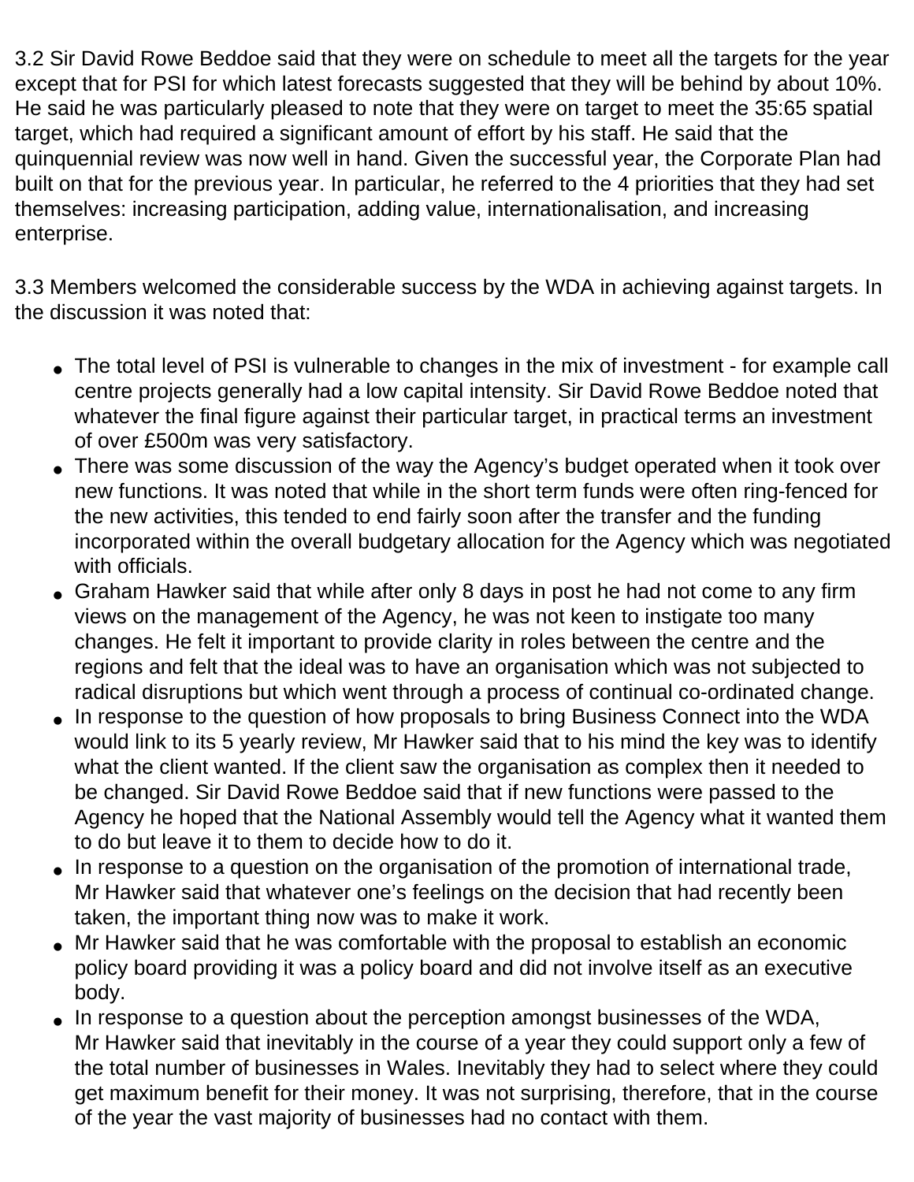3.2 Sir David Rowe Beddoe said that they were on schedule to meet all the targets for the year except that for PSI for which latest forecasts suggested that they will be behind by about 10%. He said he was particularly pleased to note that they were on target to meet the 35:65 spatial target, which had required a significant amount of effort by his staff. He said that the quinquennial review was now well in hand. Given the successful year, the Corporate Plan had built on that for the previous year. In particular, he referred to the 4 priorities that they had set themselves: increasing participation, adding value, internationalisation, and increasing enterprise.

3.3 Members welcomed the considerable success by the WDA in achieving against targets. In the discussion it was noted that:

- The total level of PSI is vulnerable to changes in the mix of investment - for example call centre projects generally had a low capital intensity. Sir David Rowe Beddoe noted that whatever the final figure against their particular target, in practical terms an investment of over £500m was very satisfactory.
- There was some discussion of the way the Agency's budget operated when it took over new functions. It was noted that while in the short term funds were often ring-fenced for the new activities, this tended to end fairly soon after the transfer and the funding incorporated within the overall budgetary allocation for the Agency which was negotiated with officials.
- Graham Hawker said that while after only 8 days in post he had not come to any firm views on the management of the Agency, he was not keen to instigate too many changes. He felt it important to provide clarity in roles between the centre and the regions and felt that the ideal was to have an organisation which was not subjected to radical disruptions but which went through a process of continual co-ordinated change.
- In response to the question of how proposals to bring Business Connect into the WDA would link to its 5 yearly review, Mr Hawker said that to his mind the key was to identify what the client wanted. If the client saw the organisation as complex then it needed to be changed. Sir David Rowe Beddoe said that if new functions were passed to the Agency he hoped that the National Assembly would tell the Agency what it wanted them to do but leave it to them to decide how to do it.
- In response to a question on the organisation of the promotion of international trade, Mr Hawker said that whatever one's feelings on the decision that had recently been taken, the important thing now was to make it work.
- Mr Hawker said that he was comfortable with the proposal to establish an economic policy board providing it was a policy board and did not involve itself as an executive body.
- In response to a question about the perception amongst businesses of the WDA, Mr Hawker said that inevitably in the course of a year they could support only a few of the total number of businesses in Wales. Inevitably they had to select where they could get maximum benefit for their money. It was not surprising, therefore, that in the course of the year the vast majority of businesses had no contact with them.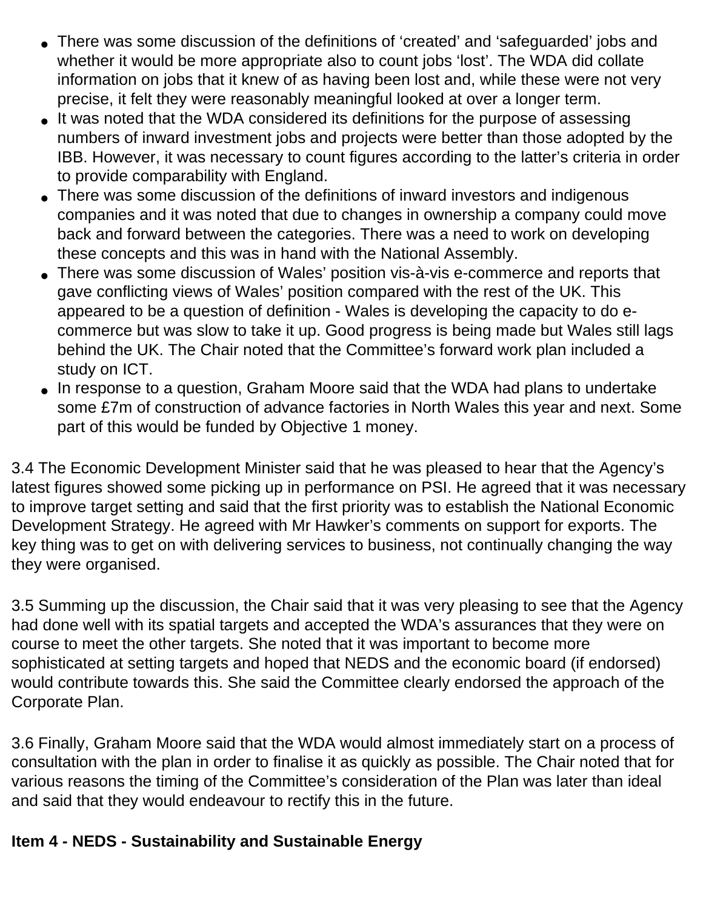- There was some discussion of the definitions of 'created' and 'safeguarded' jobs and whether it would be more appropriate also to count jobs 'lost'. The WDA did collate information on jobs that it knew of as having been lost and, while these were not very precise, it felt they were reasonably meaningful looked at over a longer term.
- It was noted that the WDA considered its definitions for the purpose of assessing numbers of inward investment jobs and projects were better than those adopted by the IBB. However, it was necessary to count figures according to the latter's criteria in order to provide comparability with England.
- There was some discussion of the definitions of inward investors and indigenous companies and it was noted that due to changes in ownership a company could move back and forward between the categories. There was a need to work on developing these concepts and this was in hand with the National Assembly.
- There was some discussion of Wales' position vis-à-vis e-commerce and reports that gave conflicting views of Wales' position compared with the rest of the UK. This appeared to be a question of definition - Wales is developing the capacity to do e-commerce but was slow to take it up. Good progress is being made but Wales still lags behind the UK. The Chair noted that the Committee's forward work plan included a study on ICT.
- In response to a question, Graham Moore said that the WDA had plans to undertake some £7m of construction of advance factories in North Wales this year and next. Some part of this would be funded by Objective 1 money.

3.4 The Economic Development Minister said that he was pleased to hear that the Agency's latest figures showed some picking up in performance on PSI. He agreed that it was necessary to improve target setting and said that the first priority was to establish the National Economic Development Strategy. He agreed with Mr Hawker's comments on support for exports. The key thing was to get on with delivering services to business, not continually changing the way they were organised.

3.5 Summing up the discussion, the Chair said that it was very pleasing to see that the Agency had done well with its spatial targets and accepted the WDA's assurances that they were on course to meet the other targets. She noted that it was important to become more sophisticated at setting targets and hoped that NEDS and the economic board (if endorsed) would contribute towards this. She said the Committee clearly endorsed the approach of the Corporate Plan.

3.6 Finally, Graham Moore said that the WDA would almost immediately start on a process of consultation with the plan in order to finalise it as quickly as possible. The Chair noted that for various reasons the timing of the Committee's consideration of the Plan was later than ideal and said that they would endeavour to rectify this in the future.

**Item 4 - NEDS - Sustainability and Sustainable Energy**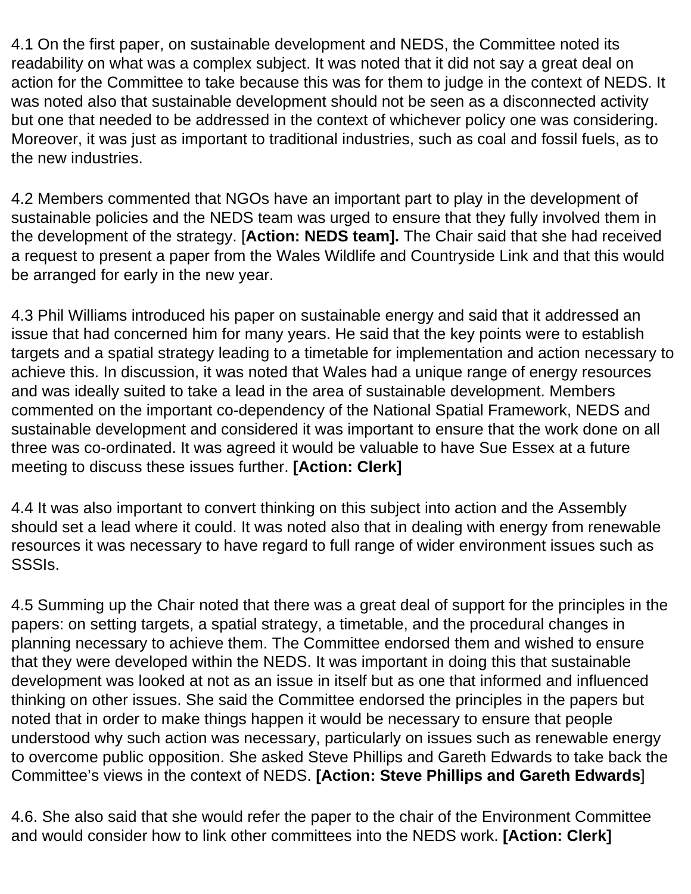4.1 On the first paper, on sustainable development and NEDS, the Committee noted its readability on what was a complex subject. It was noted that it did not say a great deal on action for the Committee to take because this was for them to judge in the context of NEDS. It was noted also that sustainable development should not be seen as a disconnected activity but one that needed to be addressed in the context of whichever policy one was considering. Moreover, it was just as important to traditional industries, such as coal and fossil fuels, as to the new industries.

4.2 Members commented that NGOs have an important part to play in the development of sustainable policies and the NEDS team was urged to ensure that they fully involved them in the development of the strategy. [**Action: NEDS team].** The Chair said that she had received a request to present a paper from the Wales Wildlife and Countryside Link and that this would be arranged for early in the new year.

4.3 Phil Williams introduced his paper on sustainable energy and said that it addressed an issue that had concerned him for many years. He said that the key points were to establish targets and a spatial strategy leading to a timetable for implementation and action necessary to achieve this. In discussion, it was noted that Wales had a unique range of energy resources and was ideally suited to take a lead in the area of sustainable development. Members commented on the important co-dependency of the National Spatial Framework, NEDS and sustainable development and considered it was important to ensure that the work done on all three was co-ordinated. It was agreed it would be valuable to have Sue Essex at a future meeting to discuss these issues further. **[Action: Clerk]**

4.4 It was also important to convert thinking on this subject into action and the Assembly should set a lead where it could. It was noted also that in dealing with energy from renewable resources it was necessary to have regard to full range of wider environment issues such as SSSIs.

4.5 Summing up the Chair noted that there was a great deal of support for the principles in the papers: on setting targets, a spatial strategy, a timetable, and the procedural changes in planning necessary to achieve them. The Committee endorsed them and wished to ensure that they were developed within the NEDS. It was important in doing this that sustainable development was looked at not as an issue in itself but as one that informed and influenced thinking on other issues. She said the Committee endorsed the principles in the papers but noted that in order to make things happen it would be necessary to ensure that people understood why such action was necessary, particularly on issues such as renewable energy to overcome public opposition. She asked Steve Phillips and Gareth Edwards to take back the Committee's views in the context of NEDS. **[Action: Steve Phillips and Gareth Edwards**]

4.6. She also said that she would refer the paper to the chair of the Environment Committee and would consider how to link other committees into the NEDS work. **[Action: Clerk]**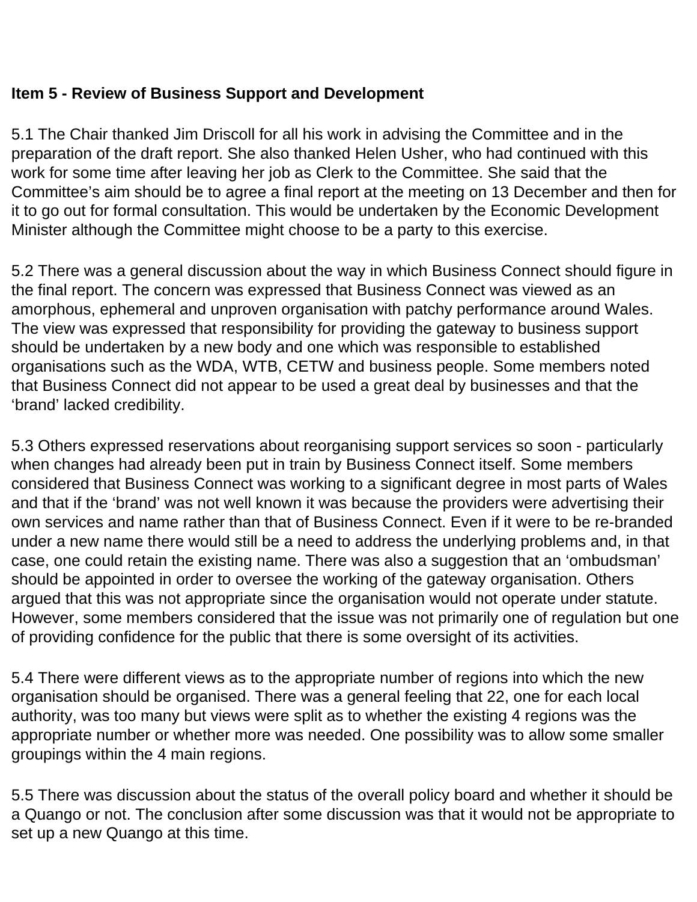**Item 5 - Review of Business Support and Development**

5.1 The Chair thanked Jim Driscoll for all his work in advising the Committee and in the preparation of the draft report. She also thanked Helen Usher, who had continued with this work for some time after leaving her job as Clerk to the Committee. She said that the Committee's aim should be to agree a final report at the meeting on 13 December and then for it to go out for formal consultation. This would be undertaken by the Economic Development Minister although the Committee might choose to be a party to this exercise.

5.2 There was a general discussion about the way in which Business Connect should figure in the final report. The concern was expressed that Business Connect was viewed as an amorphous, ephemeral and unproven organisation with patchy performance around Wales. The view was expressed that responsibility for providing the gateway to business support should be undertaken by a new body and one which was responsible to established organisations such as the WDA, WTB, CETW and business people. Some members noted that Business Connect did not appear to be used a great deal by businesses and that the 'brand' lacked credibility.

5.3 Others expressed reservations about reorganising support services so soon - particularly when changes had already been put in train by Business Connect itself. Some members considered that Business Connect was working to a significant degree in most parts of Wales and that if the 'brand' was not well known it was because the providers were advertising their own services and name rather than that of Business Connect. Even if it were to be re-branded under a new name there would still be a need to address the underlying problems and, in that case, one could retain the existing name. There was also a suggestion that an 'ombudsman' should be appointed in order to oversee the working of the gateway organisation. Others argued that this was not appropriate since the organisation would not operate under statute. However, some members considered that the issue was not primarily one of regulation but one of providing confidence for the public that there is some oversight of its activities.

5.4 There were different views as to the appropriate number of regions into which the new organisation should be organised. There was a general feeling that 22, one for each local authority, was too many but views were split as to whether the existing 4 regions was the appropriate number or whether more was needed. One possibility was to allow some smaller groupings within the 4 main regions.

5.5 There was discussion about the status of the overall policy board and whether it should be a Quango or not. The conclusion after some discussion was that it would not be appropriate to set up a new Quango at this time.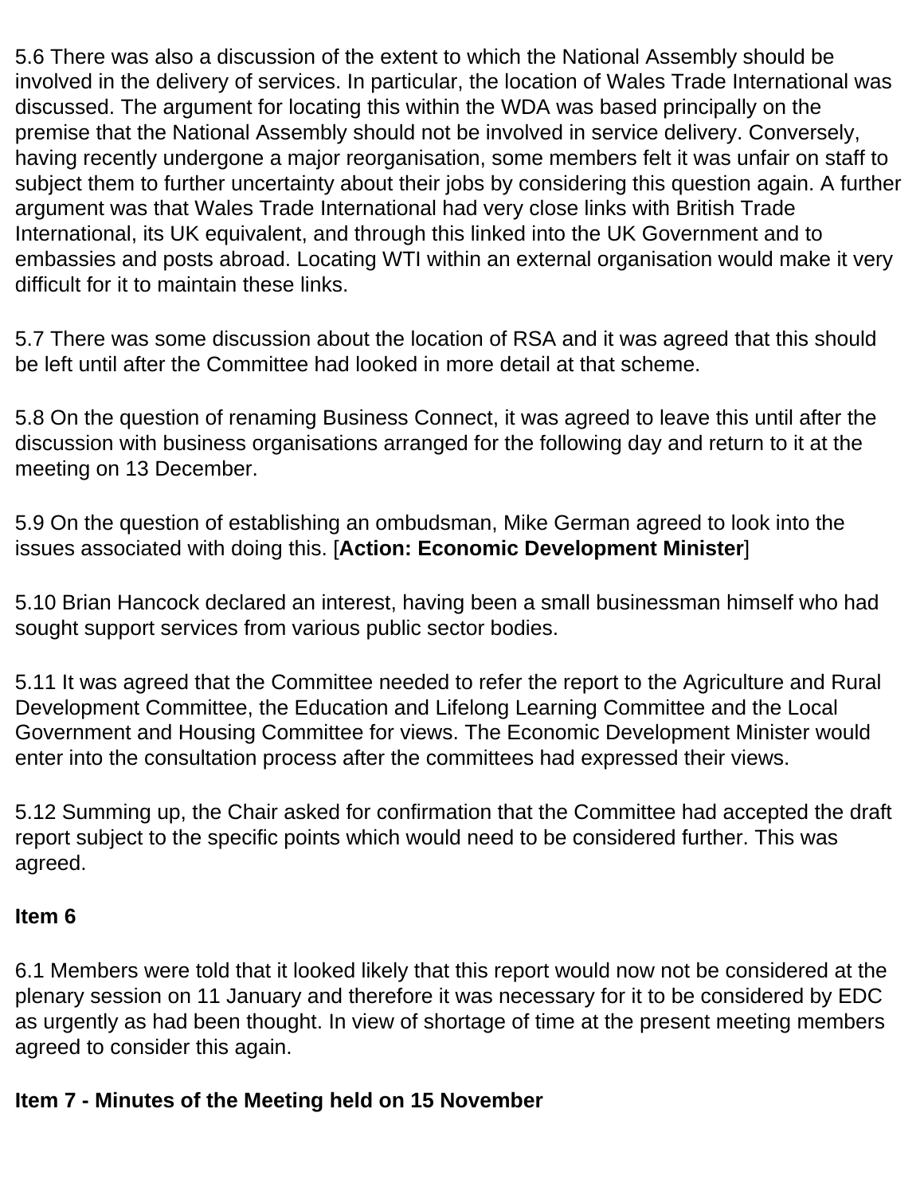5.6 There was also a discussion of the extent to which the National Assembly should be involved in the delivery of services. In particular, the location of Wales Trade International was discussed. The argument for locating this within the WDA was based principally on the premise that the National Assembly should not be involved in service delivery. Conversely, having recently undergone a major reorganisation, some members felt it was unfair on staff to subject them to further uncertainty about their jobs by considering this question again. A further argument was that Wales Trade International had very close links with British Trade International, its UK equivalent, and through this linked into the UK Government and to embassies and posts abroad. Locating WTI within an external organisation would make it very difficult for it to maintain these links.

5.7 There was some discussion about the location of RSA and it was agreed that this should be left until after the Committee had looked in more detail at that scheme.

5.8 On the question of renaming Business Connect, it was agreed to leave this until after the discussion with business organisations arranged for the following day and return to it at the meeting on 13 December.

5.9 On the question of establishing an ombudsman, Mike German agreed to look into the issues associated with doing this. [**Action: Economic Development Minister**]

5.10 Brian Hancock declared an interest, having been a small businessman himself who had sought support services from various public sector bodies.

5.11 It was agreed that the Committee needed to refer the report to the Agriculture and Rural Development Committee, the Education and Lifelong Learning Committee and the Local Government and Housing Committee for views. The Economic Development Minister would enter into the consultation process after the committees had expressed their views.

5.12 Summing up, the Chair asked for confirmation that the Committee had accepted the draft report subject to the specific points which would need to be considered further. This was agreed.

**Item 6**

6.1 Members were told that it looked likely that this report would now not be considered at the plenary session on 11 January and therefore it was necessary for it to be considered by EDC as urgently as had been thought. In view of shortage of time at the present meeting members agreed to consider this again.

**Item 7 - Minutes of the Meeting held on 15 November**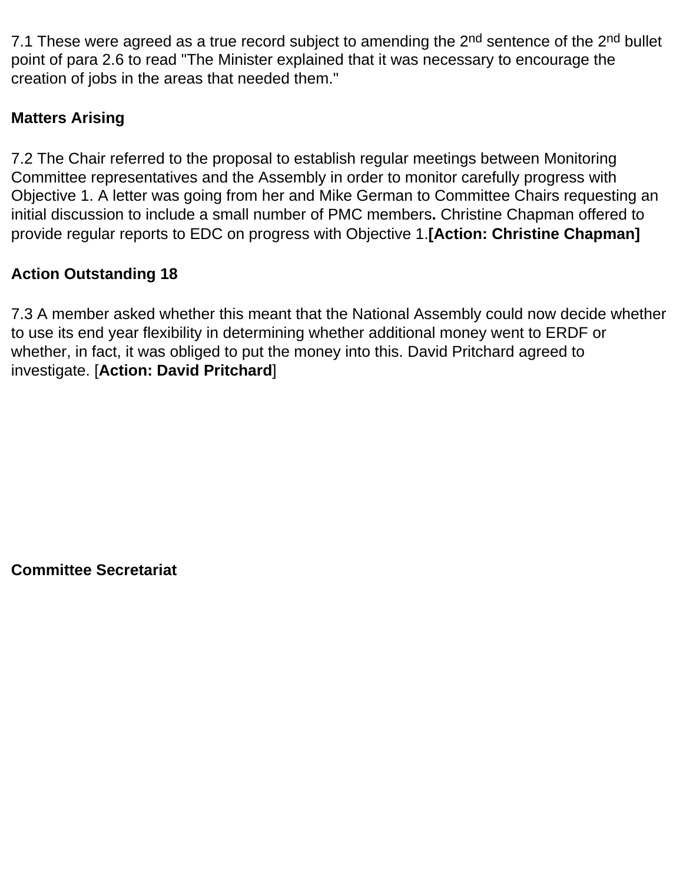7.1 These were agreed as a true record subject to amending the 2nd sentence of the 2nd bullet point of para 2.6 to read "The Minister explained that it was necessary to encourage the creation of jobs in the areas that needed them."

**Matters Arising**

7.2 The Chair referred to the proposal to establish regular meetings between Monitoring Committee representatives and the Assembly in order to monitor carefully progress with Objective 1. A letter was going from her and Mike German to Committee Chairs requesting an initial discussion to include a small number of PMC members**.** Christine Chapman offered to provide regular reports to EDC on progress with Objective 1.**[Action: Christine Chapman]**

**Action Outstanding 18**

7.3 A member asked whether this meant that the National Assembly could now decide whether to use its end year flexibility in determining whether additional money went to ERDF or whether, in fact, it was obliged to put the money into this. David Pritchard agreed to investigate. [**Action: David Pritchard**]

**Committee Secretariat**